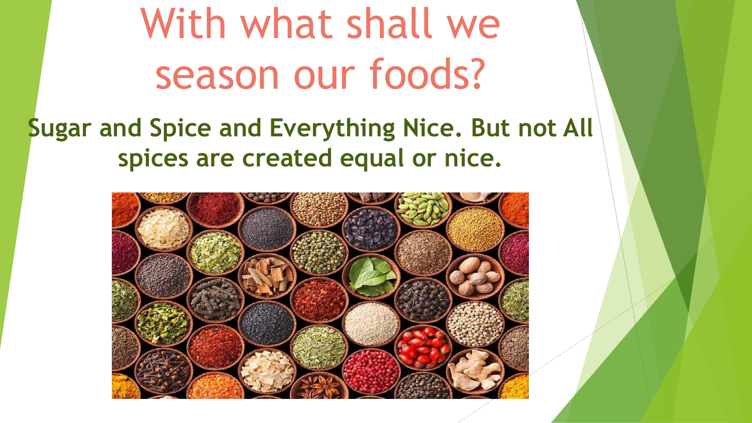# With what shall we season our foods?

**Sugar and Spice and Everything Nice. But not All spices are created equal or nice.**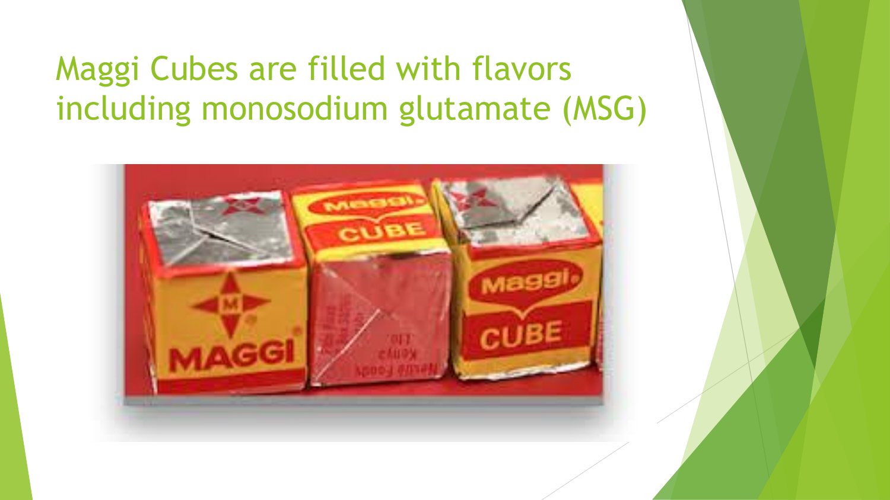# Maggi Cubes are filled with flavors including monosodium glutamate (MSG)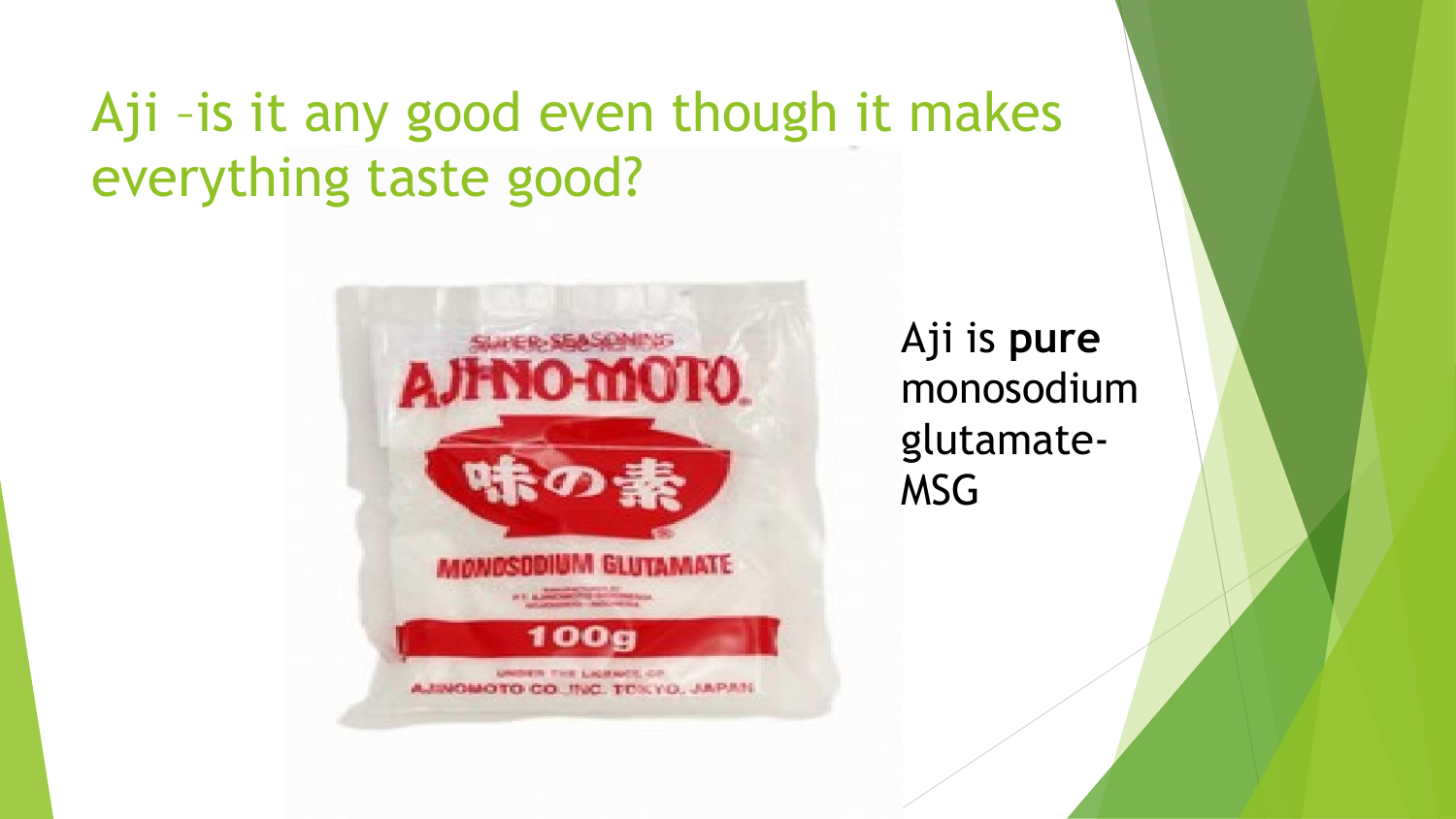# Aji –is it any good even though it makes everything taste good?

Aji is **pure** monosodium glutamate- MSG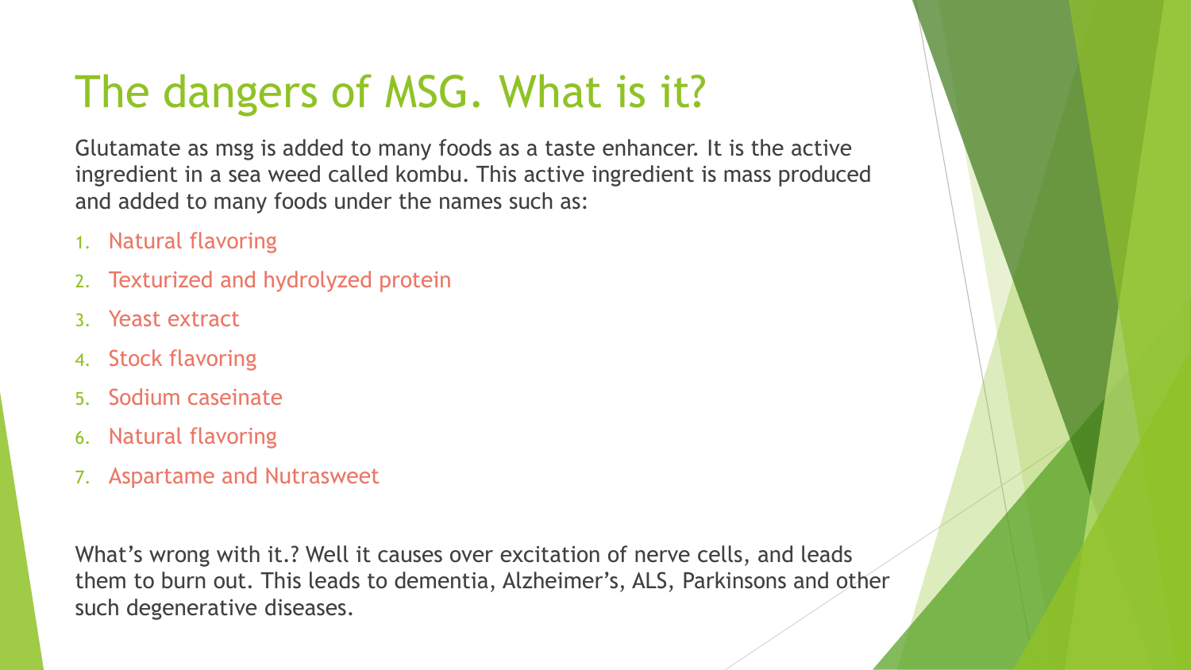# The dangers of MSG. What is it?

Glutamate as msg is added to many foods as a taste enhancer. It is the active ingredient in a sea weed called kombu. This active ingredient is mass produced and added to many foods under the names such as:

1. Natural flavoring
2. Texturized and hydrolyzed protein
3. Yeast extract
4. Stock flavoring
5. Sodium caseinate
6. Natural flavoring
7. Aspartame and Nutrasweet

What's wrong with it.? Well it causes over excitation of nerve cells, and leads them to burn out. This leads to dementia, Alzheimer's, ALS, Parkinsons and other such degenerative diseases.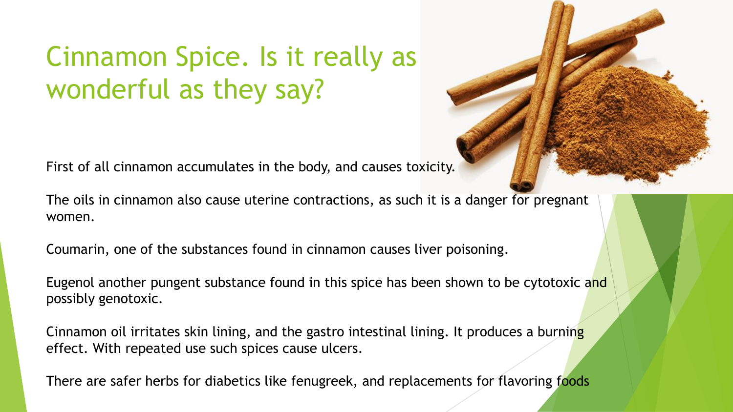# Cinnamon Spice. Is it really as wonderful as they say?

First of all cinnamon accumulates in the body, and causes toxicity.

The oils in cinnamon also cause uterine contractions, as such it is a danger for pregnant women.

Coumarin, one of the substances found in cinnamon causes liver poisoning.

Eugenol another pungent substance found in this spice has been shown to be cytotoxic and possibly genotoxic.

Cinnamon oil irritates skin lining, and the gastro intestinal lining. It produces a burning effect. With repeated use such spices cause ulcers.

There are safer herbs for diabetics like fenugreek, and replacements for flavoring foods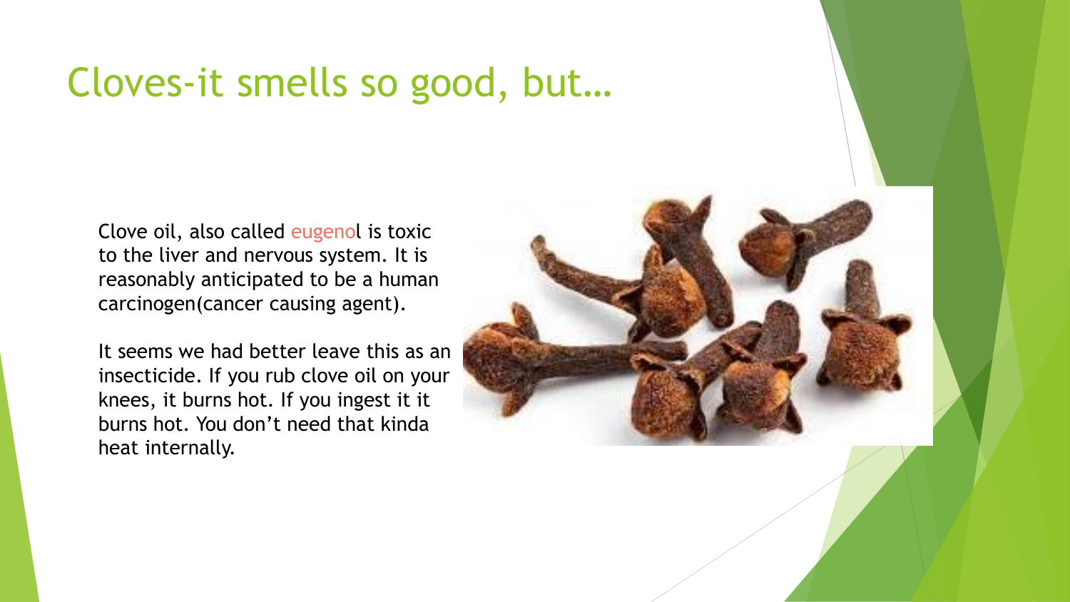# Cloves-it smells so good, but…

Clove oil, also called eugenol is toxic to the liver and nervous system. It is reasonably anticipated to be a human carcinogen(cancer causing agent).

It seems we had better leave this as an insecticide. If you rub clove oil on your knees, it burns hot. If you ingest it it burns hot. You don't need that kinda heat internally.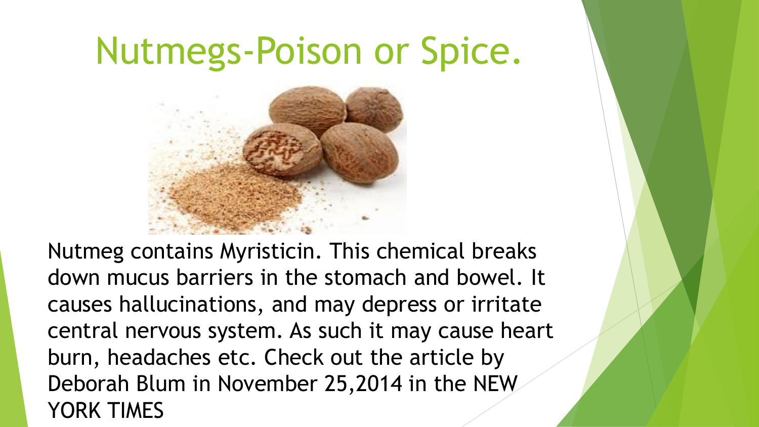# Nutmegs-Poison or Spice.

Nutmeg contains Myristicin. This chemical breaks down mucus barriers in the stomach and bowel. It causes hallucinations, and may depress or irritate central nervous system. As such it may cause heart burn, headaches etc. Check out the article by Deborah Blum in November 25,2014 in the NEW YORK TIMES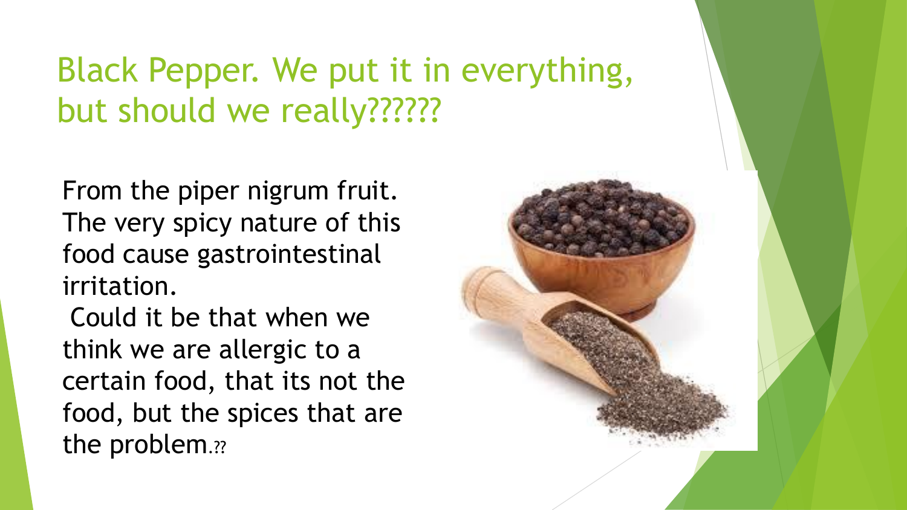# Black Pepper. We put it in everything, but should we really??????

From the piper nigrum fruit. The very spicy nature of this food cause gastrointestinal irritation.

Could it be that when we think we are allergic to a certain food, that its not the food, but the spices that are the problem.⁇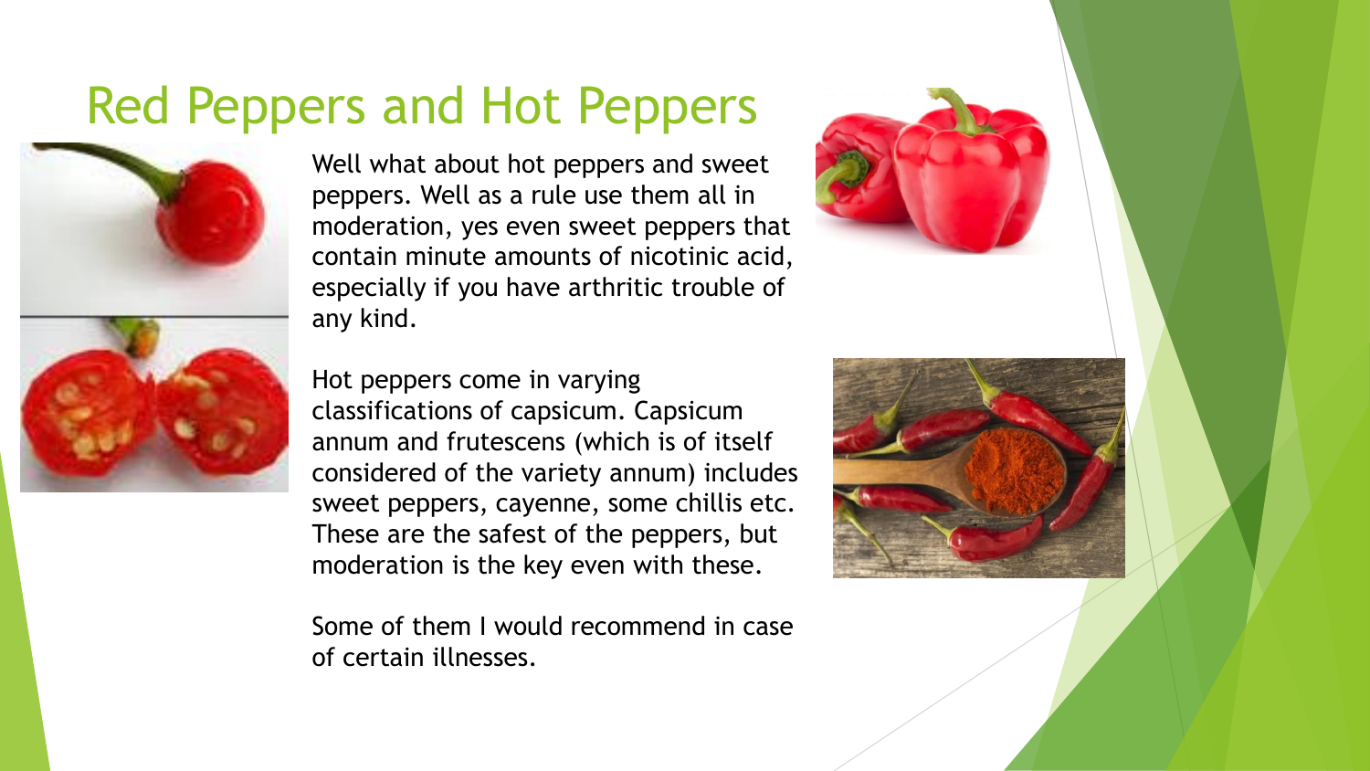# Red Peppers and Hot Peppers

Well what about hot peppers and sweet peppers. Well as a rule use them all in moderation, yes even sweet peppers that contain minute amounts of nicotinic acid, especially if you have arthritic trouble of any kind.

Hot peppers come in varying classifications of capsicum. Capsicum annum and frutescens (which is of itself considered of the variety annum) includes sweet peppers, cayenne, some chillis etc. These are the safest of the peppers, but moderation is the key even with these.

Some of them I would recommend in case of certain illnesses.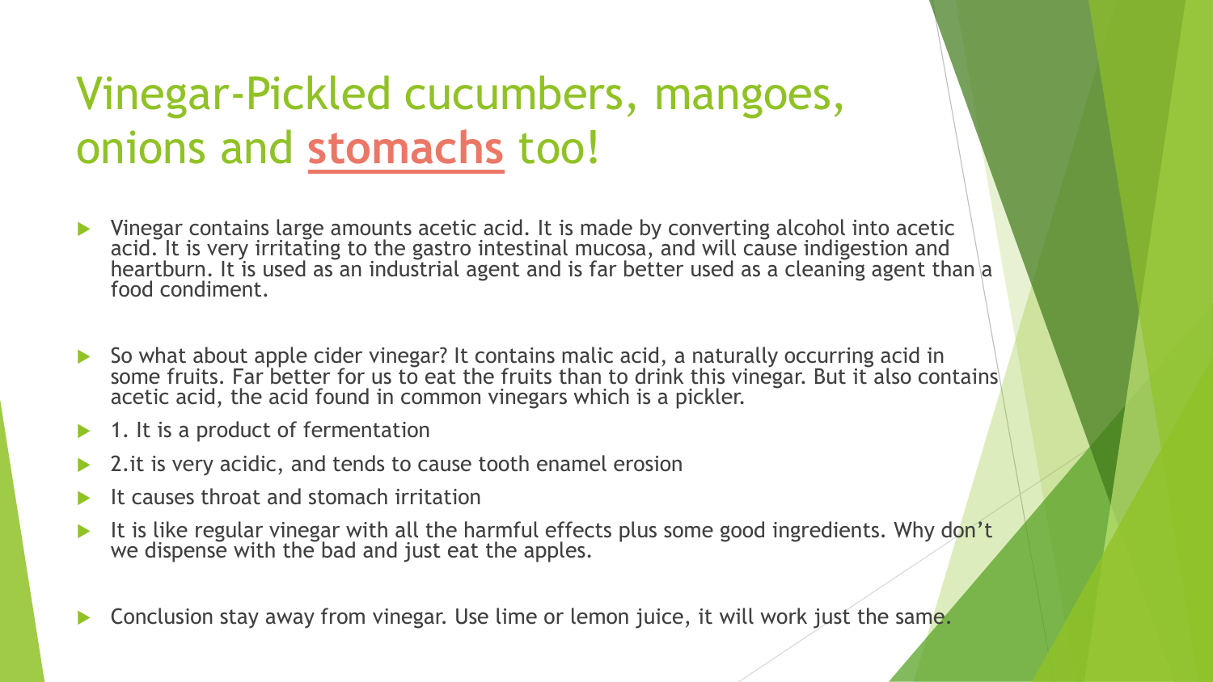# Vinegar-Pickled cucumbers, mangoes, onions and **stomachs** too!

- Vinegar contains large amounts acetic acid. It is made by converting alcohol into acetic acid. It is very irritating to the gastro intestinal mucosa, and will cause indigestion and heartburn. It is used as an industrial agent and is far better used as a cleaning agent than a food condiment.

- So what about apple cider vinegar? It contains malic acid, a naturally occurring acid in some fruits. Far better for us to eat the fruits than to drink this vinegar. But it also contains acetic acid, the acid found in common vinegars which is a pickler.
- 1. It is a product of fermentation
- 2.it is very acidic, and tends to cause tooth enamel erosion
- It causes throat and stomach irritation
- It is like regular vinegar with all the harmful effects plus some good ingredients. Why don't we dispense with the bad and just eat the apples.

- Conclusion stay away from vinegar. Use lime or lemon juice, it will work just the same.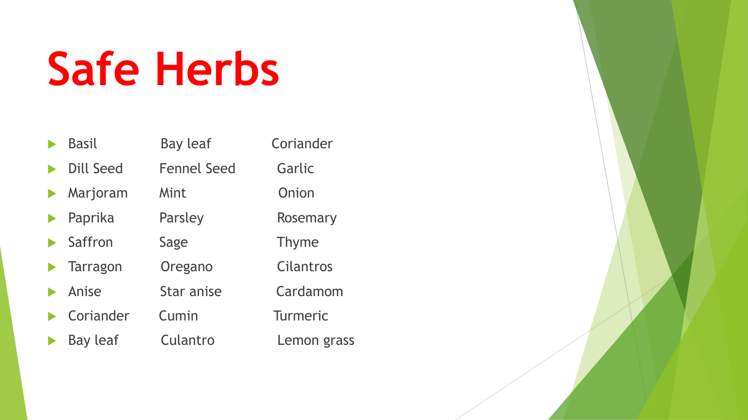# Safe Herbs

- Basil Bay leaf Coriander
- Dill Seed Fennel Seed Garlic
- Marjoram Mint Onion
- Paprika Parsley Rosemary
- Saffron Sage Thyme
- Tarragon Oregano Cilantros
- Anise Star anise Cardamom
- Coriander Cumin Turmeric
- Bay leaf Culantro Lemon grass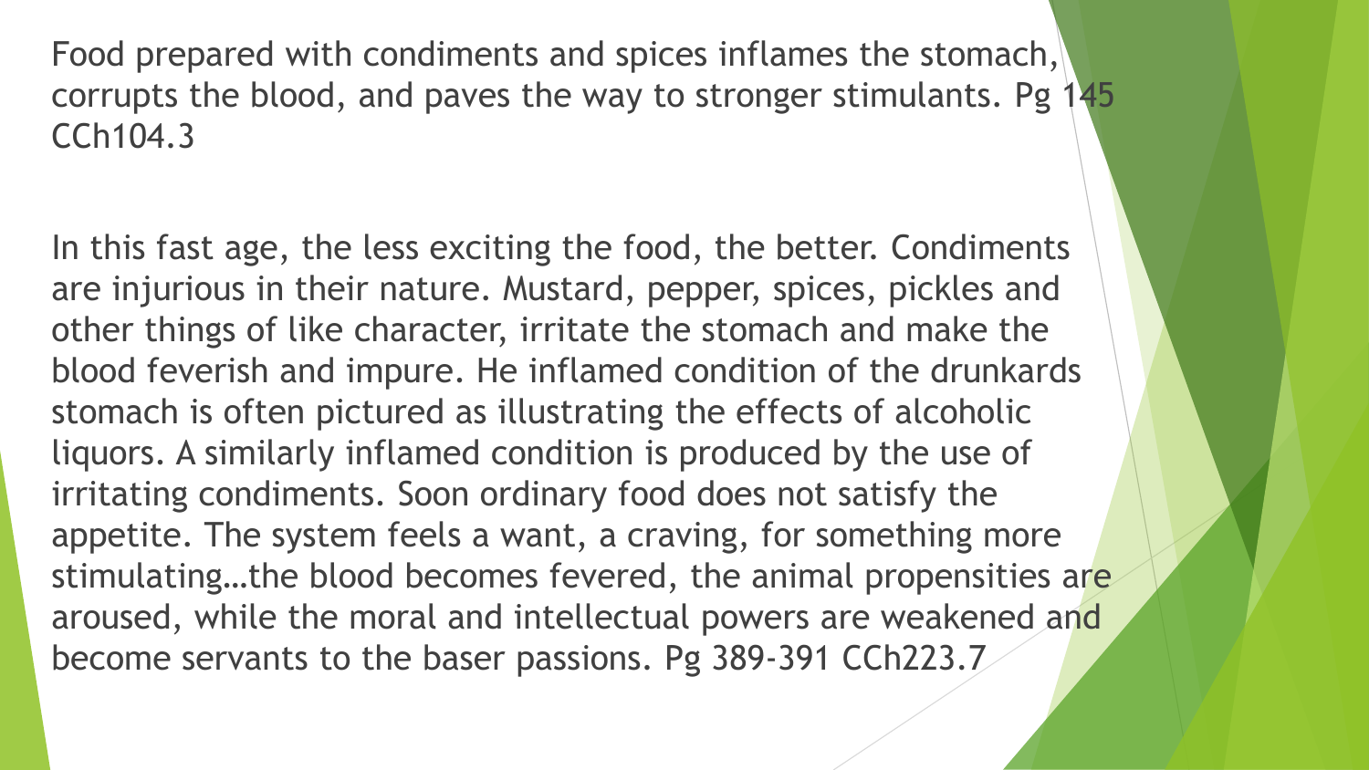Food prepared with condiments and spices inflames the stomach, corrupts the blood, and paves the way to stronger stimulants. Pg 145 CCh104.3

In this fast age, the less exciting the food, the better. Condiments are injurious in their nature. Mustard, pepper, spices, pickles and other things of like character, irritate the stomach and make the blood feverish and impure. He inflamed condition of the drunkards stomach is often pictured as illustrating the effects of alcoholic liquors. A similarly inflamed condition is produced by the use of irritating condiments. Soon ordinary food does not satisfy the appetite. The system feels a want, a craving, for something more stimulating…the blood becomes fevered, the animal propensities are aroused, while the moral and intellectual powers are weakened and become servants to the baser passions. Pg 389-391 CCh223.7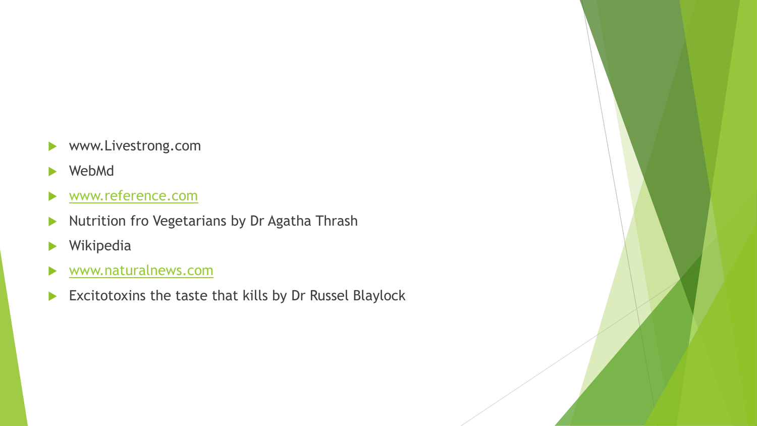- www.Livestrong.com
- WebMd
- www.reference.com
- Nutrition fro Vegetarians by Dr Agatha Thrash
- Wikipedia
- www.naturalnews.com
- Excitotoxins the taste that kills by Dr Russel Blaylock